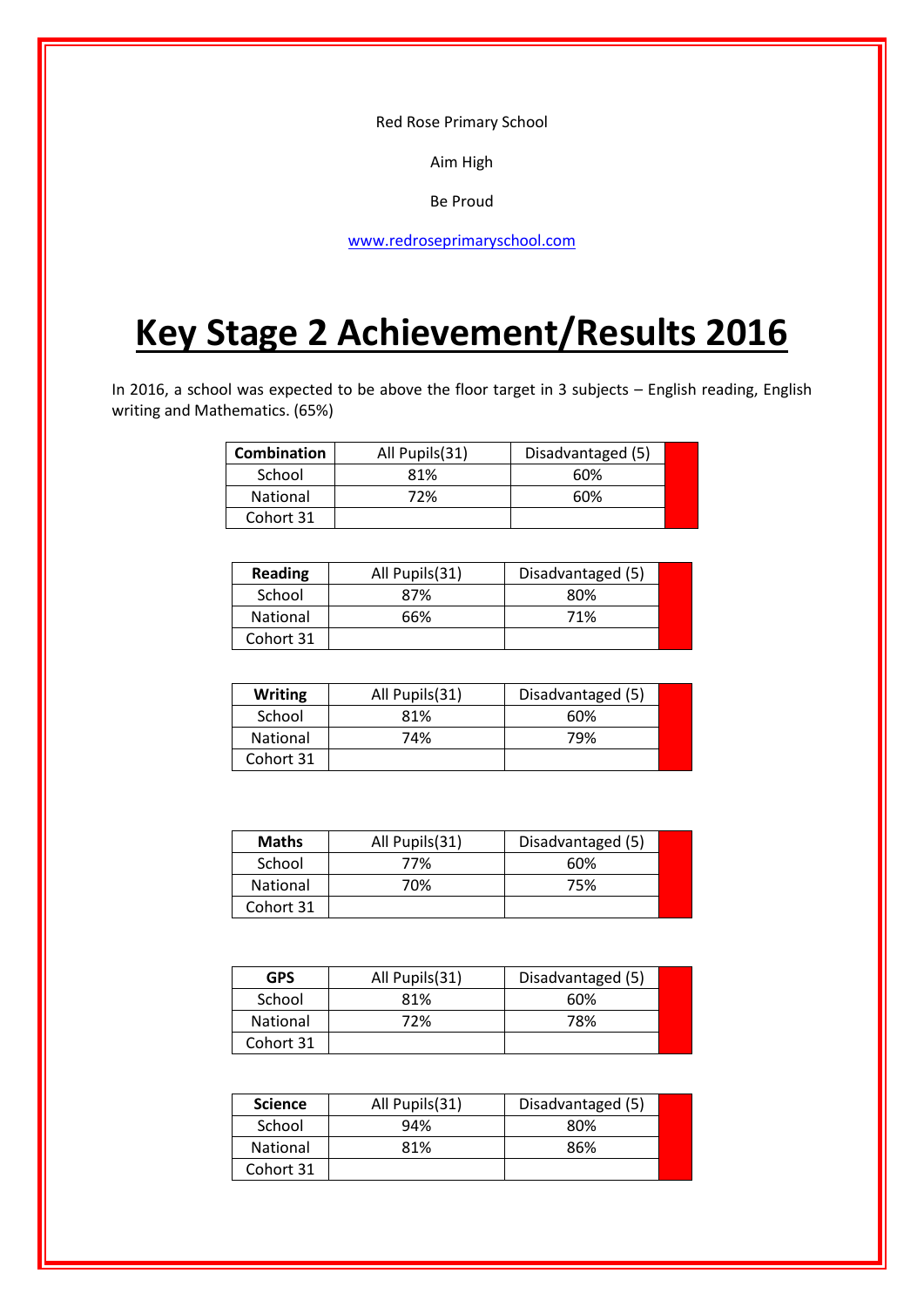Red Rose Primary School

Aim High

Be Proud

www.redroseprimaryschool.com

# Key Stage 2 Achievement/Results 2016

In 2016, a school was expected to be above the floor target in 3 subjects – English reading, English writing and Mathematics. (65%)

| **Combination** | All Pupils(31) | Disadvantaged (5) |
|---|---|---|
| School | 81% | 60% |
| National | 72% | 60% |
| Cohort 31 | | |

| **Reading** | All Pupils(31) | Disadvantaged (5) |
|---|---|---|
| School | 87% | 80% |
| National | 66% | 71% |
| Cohort 31 | | |

| **Writing** | All Pupils(31) | Disadvantaged (5) |
|---|---|---|
| School | 81% | 60% |
| National | 74% | 79% |
| Cohort 31 | | |

| **Maths** | All Pupils(31) | Disadvantaged (5) |
|---|---|---|
| School | 77% | 60% |
| National | 70% | 75% |
| Cohort 31 | | |

| **GPS** | All Pupils(31) | Disadvantaged (5) |
|---|---|---|
| School | 81% | 60% |
| National | 72% | 78% |
| Cohort 31 | | |

| **Science** | All Pupils(31) | Disadvantaged (5) |
|---|---|---|
| School | 94% | 80% |
| National | 81% | 86% |
| Cohort 31 | | |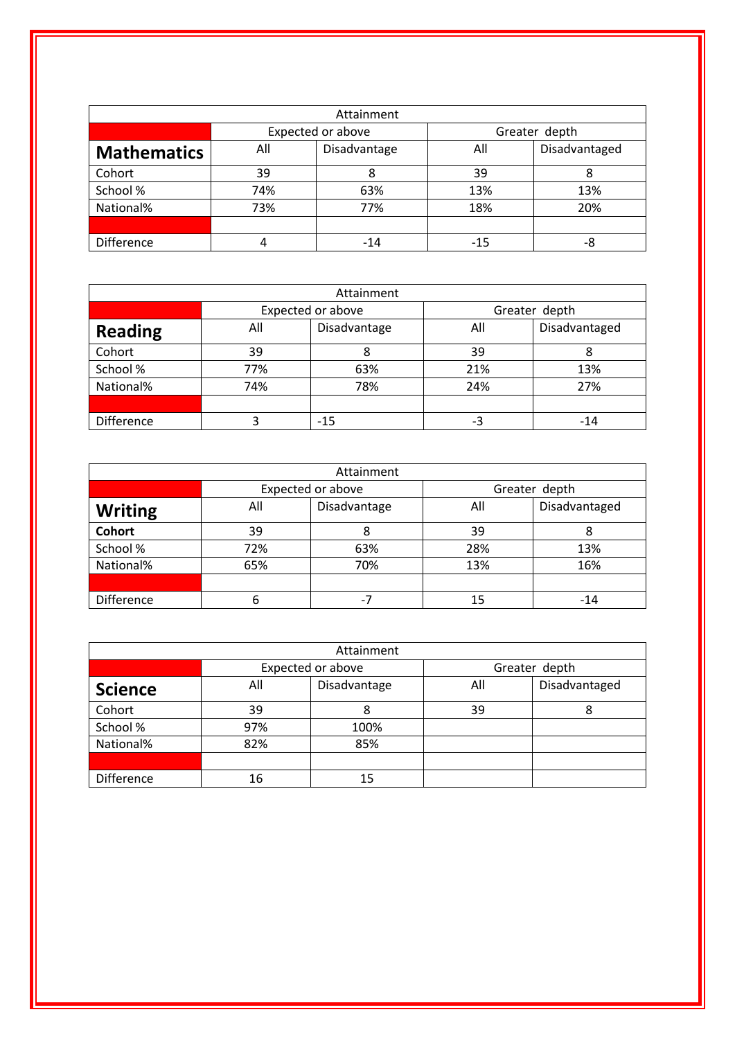| Attainment | | | | |
|---|---|---|---|---|
| | Expected or above | | Greater depth | |
| **Mathematics** | All | Disadvantage | All | Disadvantaged |
| Cohort | 39 | 8 | 39 | 8 |
| School % | 74% | 63% | 13% | 13% |
| National% | 73% | 77% | 18% | 20% |
| | | | | |
| Difference | 4 | -14 | -15 | -8 |

| Attainment | | | | |
|---|---|---|---|---|
| | Expected or above | | Greater depth | |
| **Reading** | All | Disadvantage | All | Disadvantaged |
| Cohort | 39 | 8 | 39 | 8 |
| School % | 77% | 63% | 21% | 13% |
| National% | 74% | 78% | 24% | 27% |
| | | | | |
| Difference | 3 | -15 | -3 | -14 |

| Attainment | | | | |
|---|---|---|---|---|
| | Expected or above | | Greater depth | |
| **Writing** | All | Disadvantage | All | Disadvantaged |
| **Cohort** | 39 | 8 | 39 | 8 |
| School % | 72% | 63% | 28% | 13% |
| National% | 65% | 70% | 13% | 16% |
| | | | | |
| Difference | 6 | -7 | 15 | -14 |

| Attainment | | | | |
|---|---|---|---|---|
| | Expected or above | | Greater depth | |
| **Science** | All | Disadvantage | All | Disadvantaged |
| Cohort | 39 | 8 | 39 | 8 |
| School % | 97% | 100% | | |
| National% | 82% | 85% | | |
| | | | | |
| Difference | 16 | 15 | | |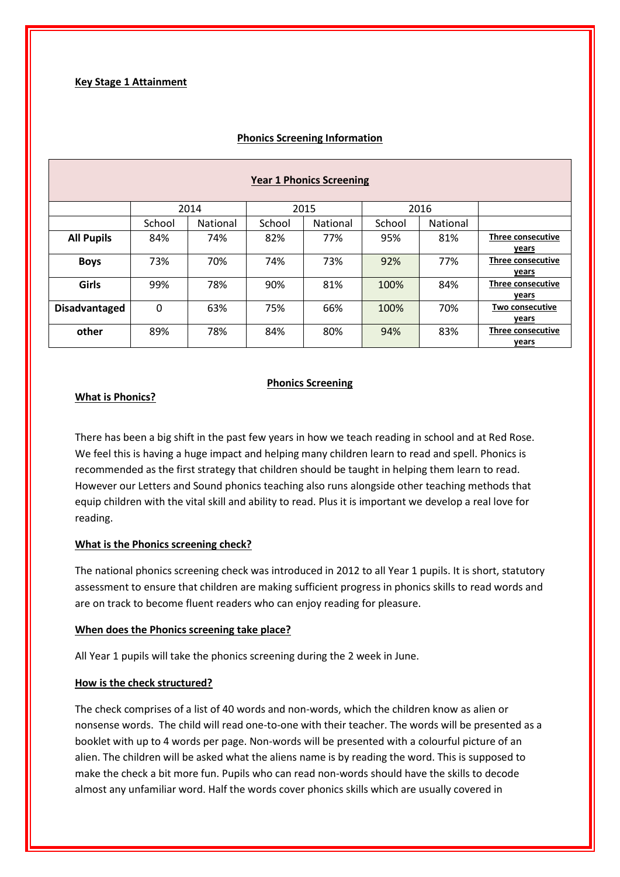**Key Stage 1 Attainment**

**Phonics Screening Information**

| **Year 1 Phonics Screening** | | | | | | | |
|---|---|---|---|---|---|---|---|
| | 2014 | | 2015 | | 2016 | | |
| | School | National | School | National | School | National | |
| **All Pupils** | 84% | 74% | 82% | 77% | 95% | 81% | **Three consecutive years** |
| **Boys** | 73% | 70% | 74% | 73% | 92% | 77% | **Three consecutive years** |
| **Girls** | 99% | 78% | 90% | 81% | 100% | 84% | **Three consecutive years** |
| **Disadvantaged** | 0 | 63% | 75% | 66% | 100% | 70% | **Two consecutive years** |
| **other** | 89% | 78% | 84% | 80% | 94% | 83% | **Three consecutive years** |

**Phonics Screening**

**What is Phonics?**

There has been a big shift in the past few years in how we teach reading in school and at Red Rose. We feel this is having a huge impact and helping many children learn to read and spell. Phonics is recommended as the first strategy that children should be taught in helping them learn to read. However our Letters and Sound phonics teaching also runs alongside other teaching methods that equip children with the vital skill and ability to read. Plus it is important we develop a real love for reading.

**What is the Phonics screening check?**

The national phonics screening check was introduced in 2012 to all Year 1 pupils. It is short, statutory assessment to ensure that children are making sufficient progress in phonics skills to read words and are on track to become fluent readers who can enjoy reading for pleasure.

**When does the Phonics screening take place?**

All Year 1 pupils will take the phonics screening during the 2 week in June.

**How is the check structured?**

The check comprises of a list of 40 words and non-words, which the children know as alien or nonsense words. The child will read one-to-one with their teacher. The words will be presented as a booklet with up to 4 words per page. Non-words will be presented with a colourful picture of an alien. The children will be asked what the aliens name is by reading the word. This is supposed to make the check a bit more fun. Pupils who can read non-words should have the skills to decode almost any unfamiliar word. Half the words cover phonics skills which are usually covered in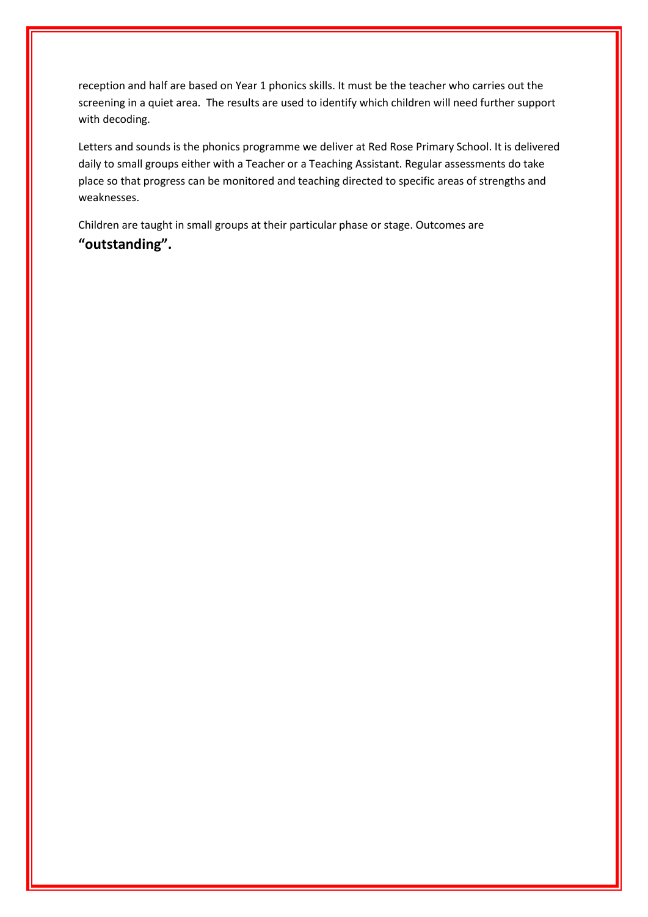reception and half are based on Year 1 phonics skills. It must be the teacher who carries out the screening in a quiet area. The results are used to identify which children will need further support with decoding.

Letters and sounds is the phonics programme we deliver at Red Rose Primary School. It is delivered daily to small groups either with a Teacher or a Teaching Assistant. Regular assessments do take place so that progress can be monitored and teaching directed to specific areas of strengths and weaknesses.

Children are taught in small groups at their particular phase or stage. Outcomes are **"outstanding".**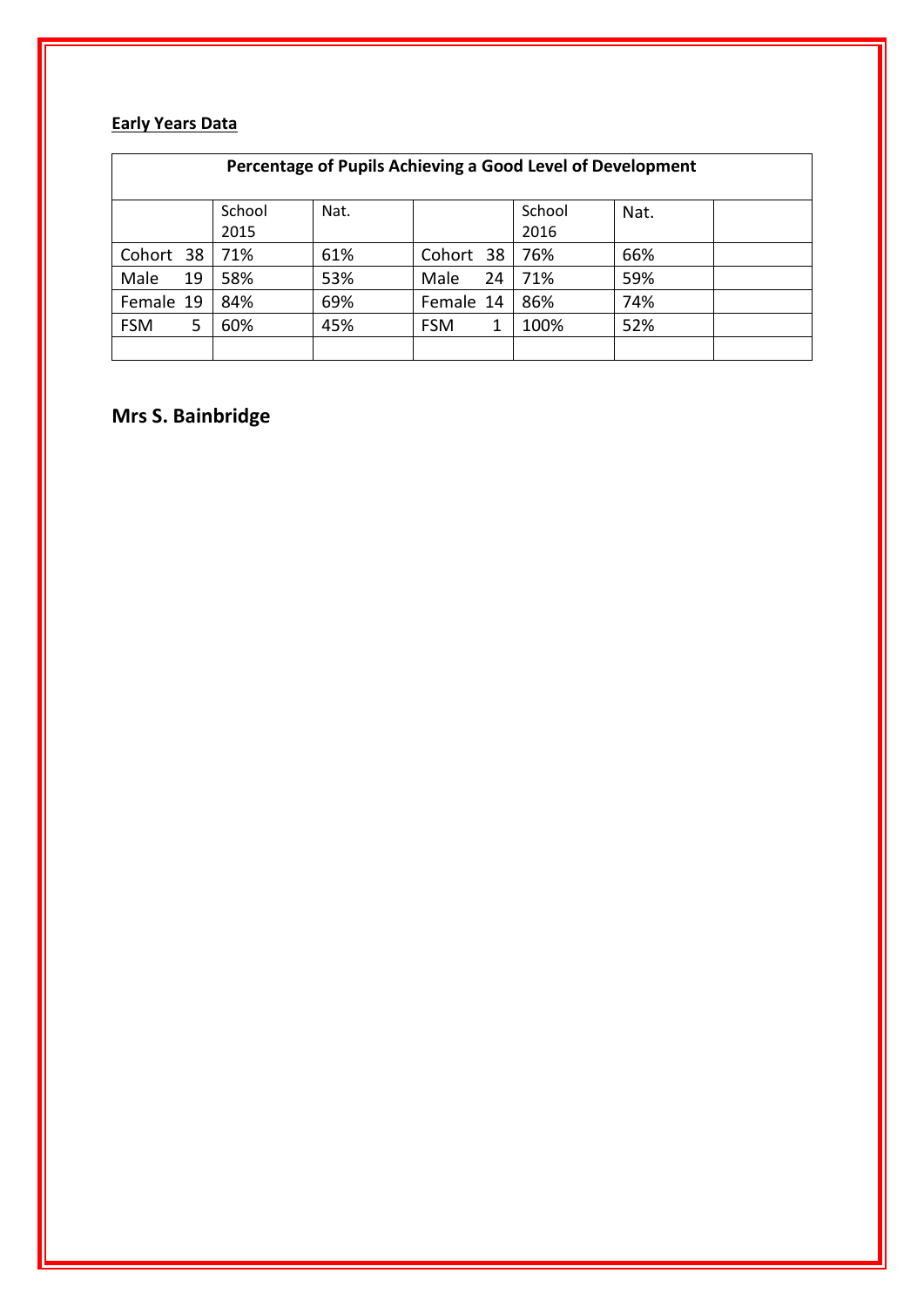**Early Years Data**

| Percentage of Pupils Achieving a Good Level of Development | | | | | | |
|---|---|---|---|---|---|---|
| | School 2015 | Nat. | | School 2016 | Nat. | |
| Cohort 38 | 71% | 61% | Cohort 38 | 76% | 66% | |
| Male 19 | 58% | 53% | Male 24 | 71% | 59% | |
| Female 19 | 84% | 69% | Female 14 | 86% | 74% | |
| FSM 5 | 60% | 45% | FSM 1 | 100% | 52% | |
| | | | | | | |

## Mrs S. Bainbridge